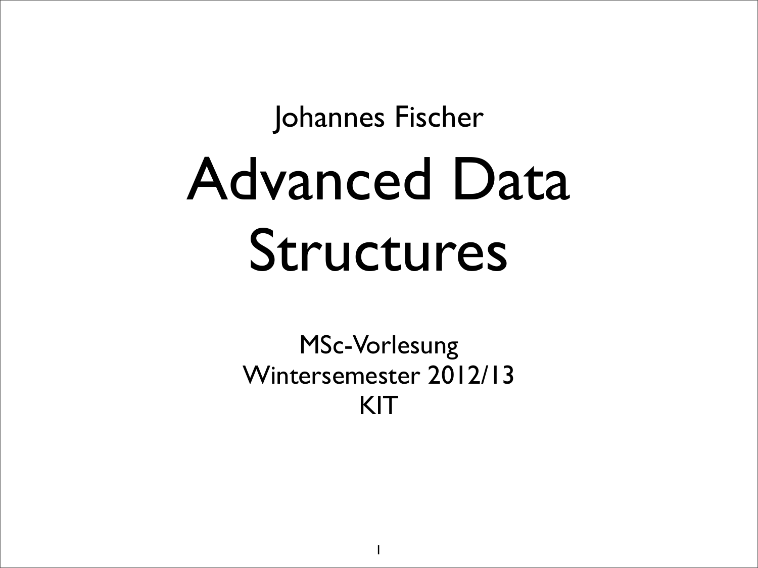Johannes Fischer

# Advanced Data Structures

MSc-Vorlesung
Wintersemester 2012/13
KIT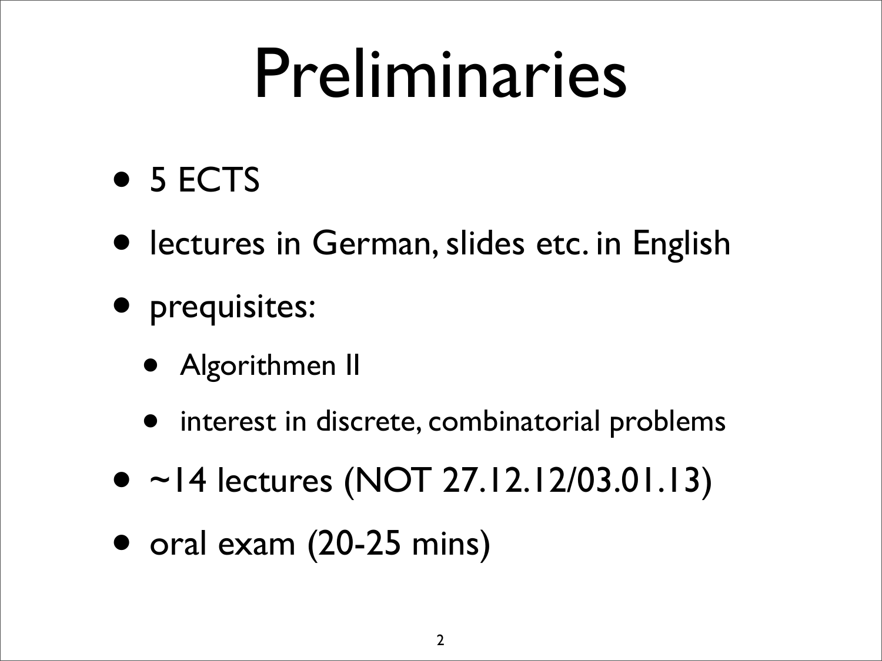# Preliminaries

- 5 ECTS
- lectures in German, slides etc. in English
- prequisites:
  - Algorithmen II
  - interest in discrete, combinatorial problems
- ~14 lectures (NOT 27.12.12/03.01.13)
- oral exam (20-25 mins)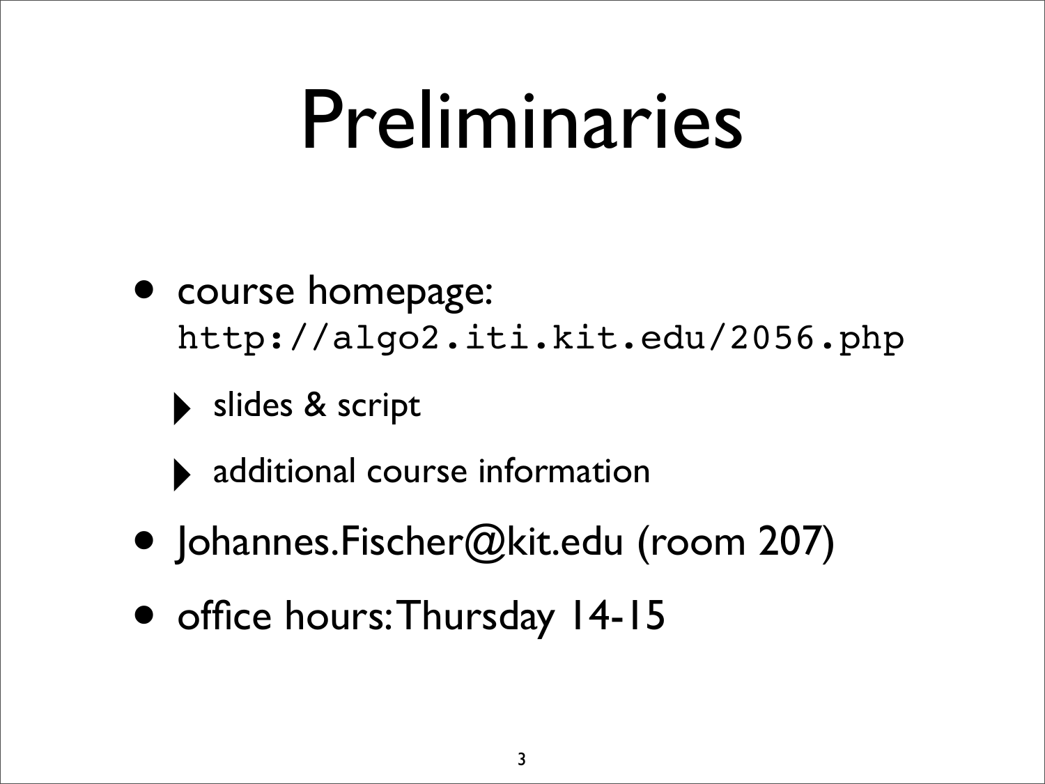# Preliminaries

- course homepage: `http://algo2.iti.kit.edu/2056.php`
  - slides & script
  - additional course information
- Johannes.Fischer@kit.edu (room 207)
- office hours: Thursday 14-15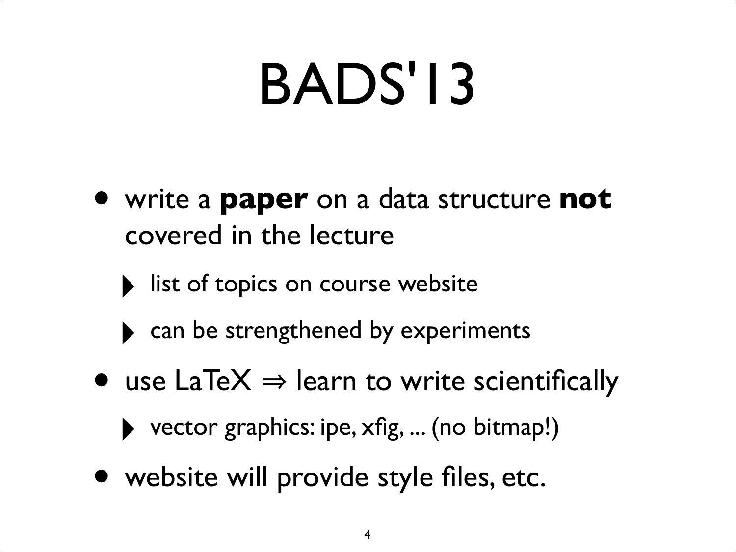# BADS'13

- write a **paper** on a data structure **not** covered in the lecture
  - list of topics on course website
  - can be strengthened by experiments
- use LaTeX ⇒ learn to write scientifically
  - vector graphics: ipe, xfig, ... (no bitmap!)
- website will provide style files, etc.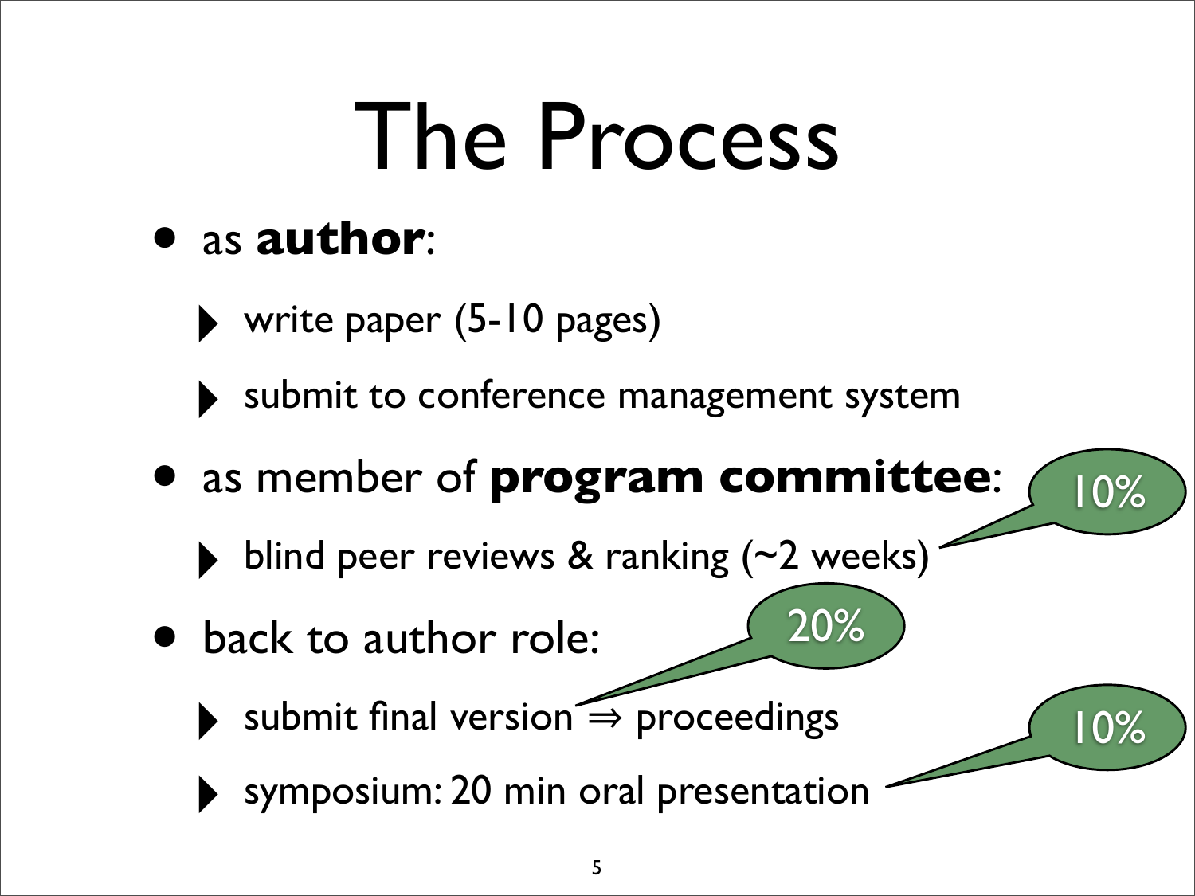# The Process

- as **author**:
  - write paper (5-10 pages)
  - submit to conference management system
- as member of **program committee**:
  - blind peer reviews & ranking (~2 weeks) — 10%
- back to author role:
  - submit final version ⇒ proceedings — 20%
  - symposium: 20 min oral presentation — 10%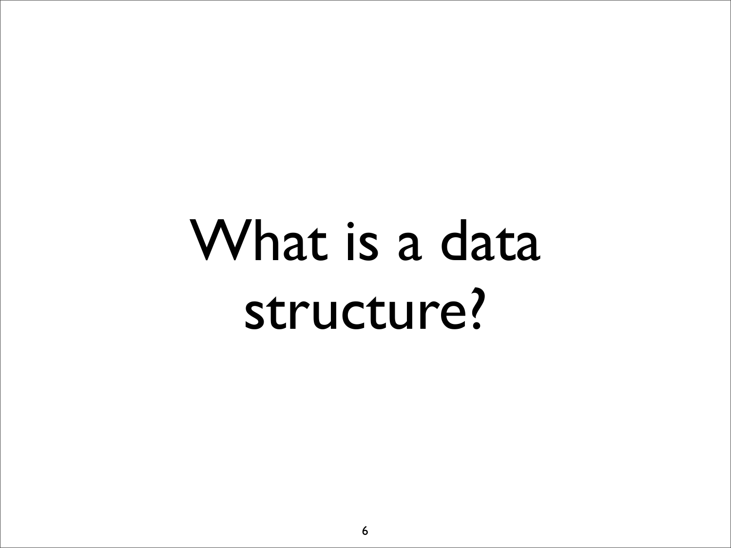# What is a data structure?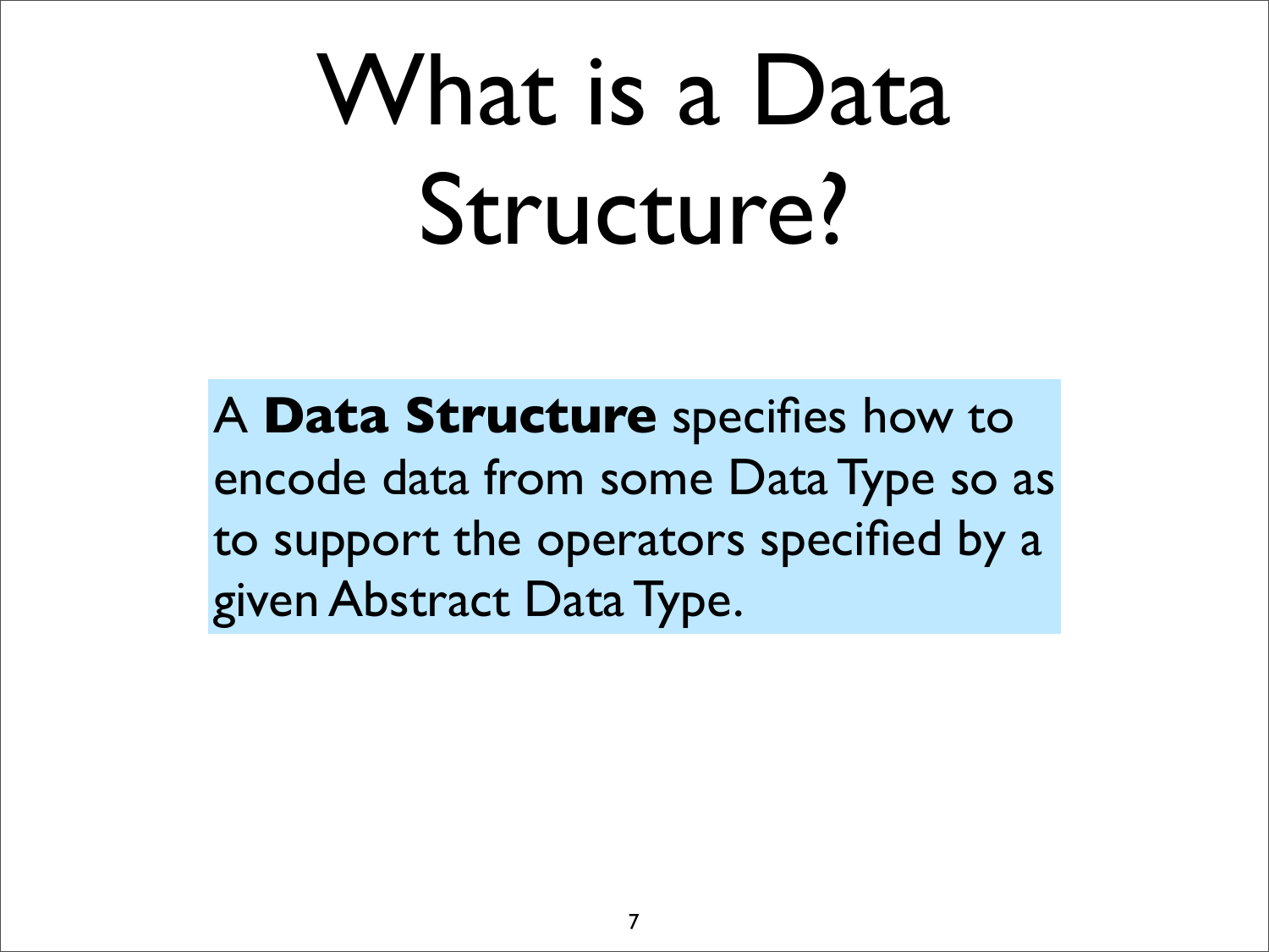# What is a Data Structure?

A **Data Structure** specifies how to encode data from some Data Type so as to support the operators specified by a given Abstract Data Type.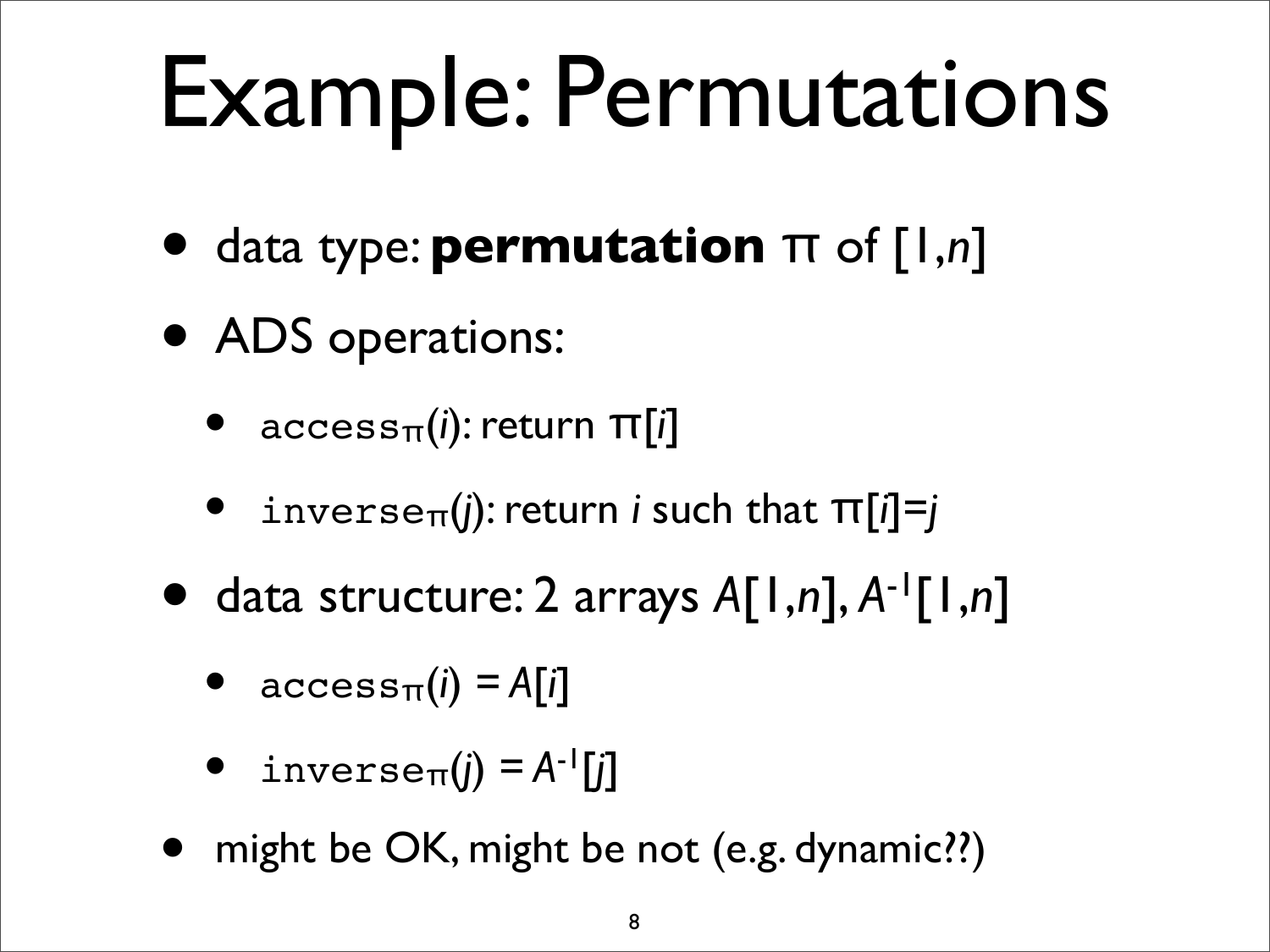# Example: Permutations

- data type: **permutation** $\pi$ of $[1,n]$
- ADS operations:
  - `access`$_\pi(i)$: return $\pi[i]$
  - `inverse`$_\pi(j)$: return $i$ such that $\pi[i]=j$
- data structure: 2 arrays $A[1,n]$, $A^{-1}[1,n]$
  - `access`$_\pi(i) = A[i]$
  - `inverse`$_\pi(j) = A^{-1}[j]$
- might be OK, might be not (e.g. dynamic??)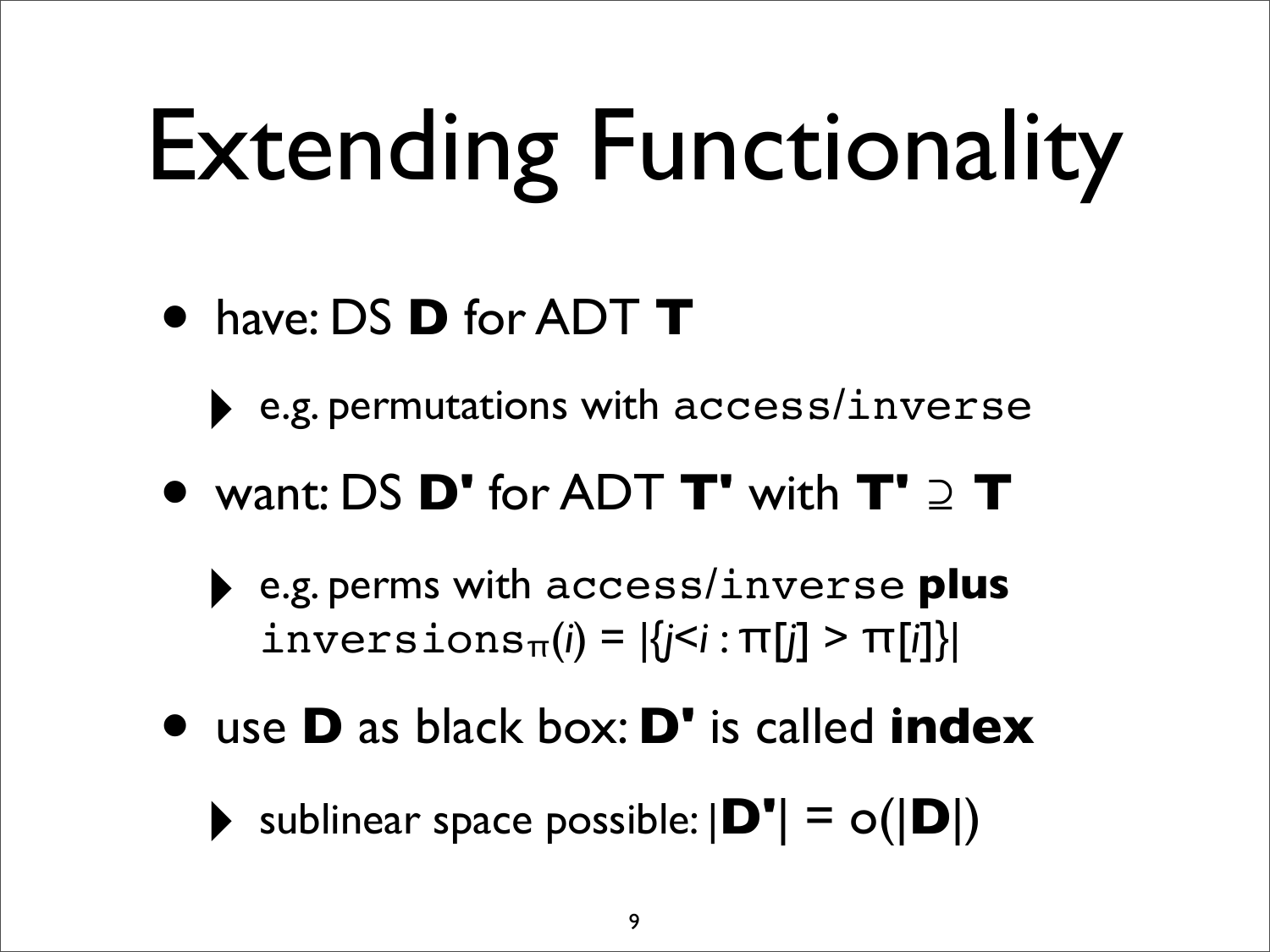# Extending Functionality

- have: DS **D** for ADT **T**
  - e.g. permutations with `access`/`inverse`
- want: DS **D'** for ADT **T'** with **T'** ⊇ **T**
  - e.g. perms with `access`/`inverse` **plus** $\texttt{inversions}_\pi(i) = |\{j<i : \pi[j] > \pi[i]\}|$
- use **D** as black box: **D'** is called **index**
  - sublinear space possible: $|\mathbf{D'}| = o(|\mathbf{D}|)$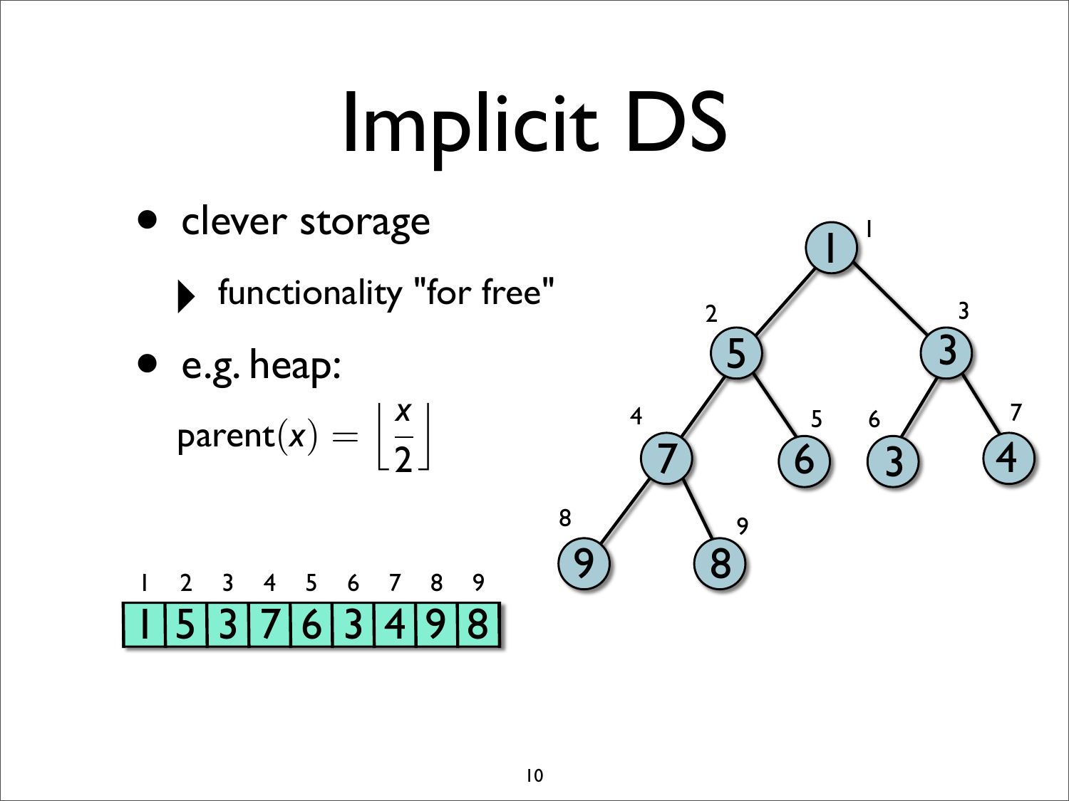# Implicit DS

- clever storage
  - functionality "for free"
- e.g. heap:

  $\text{parent}(x) = \left\lfloor \frac{x}{2} \right\rfloor$

| 1 | 2 | 3 | 4 | 5 | 6 | 7 | 8 | 9 |
|---|---|---|---|---|---|---|---|---|
| 1 | 5 | 3 | 7 | 6 | 3 | 4 | 9 | 8 |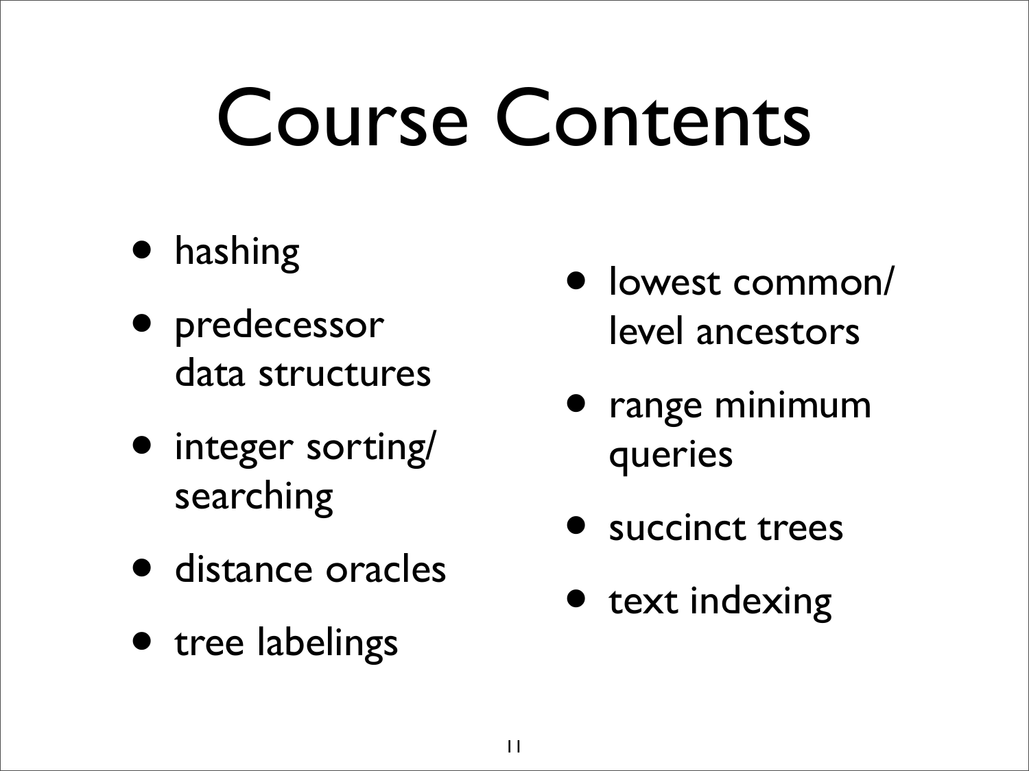# Course Contents

- hashing
- predecessor data structures
- integer sorting/searching
- distance oracles
- tree labelings
- lowest common/level ancestors
- range minimum queries
- succinct trees
- text indexing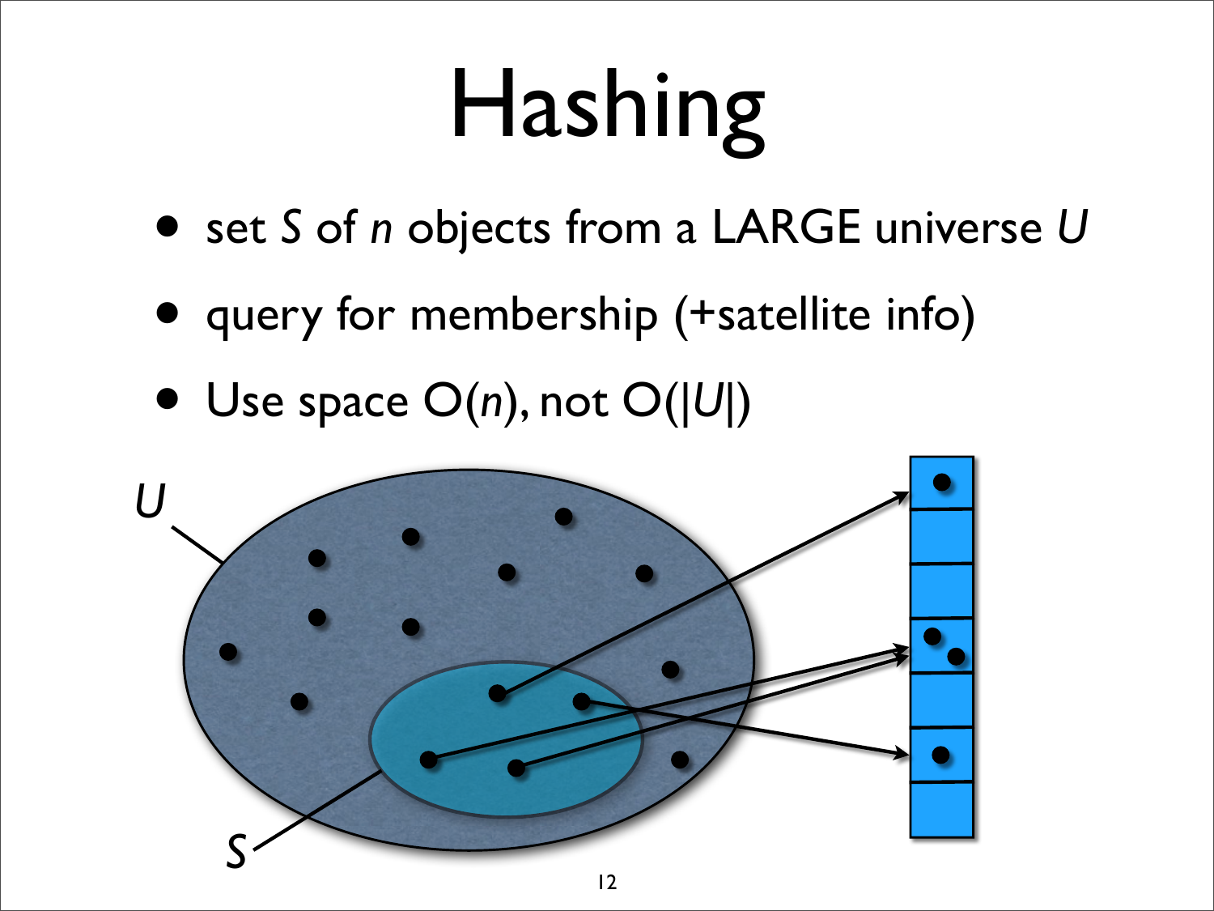# Hashing

- set $S$ of $n$ objects from a LARGE universe $U$
- query for membership (+satellite info)
- Use space $O(n)$, not $O(|U|)$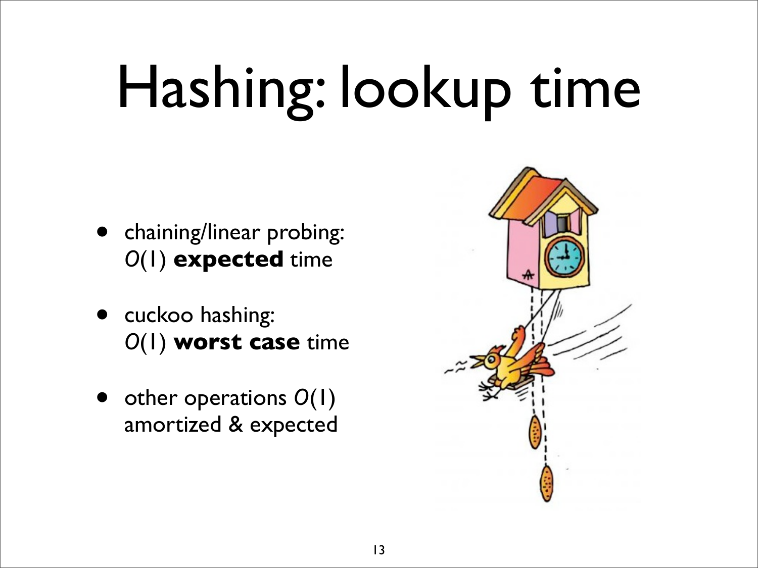# Hashing: lookup time

- chaining/linear probing: $O(1)$ **expected** time
- cuckoo hashing: $O(1)$ **worst case** time
- other operations $O(1)$ amortized & expected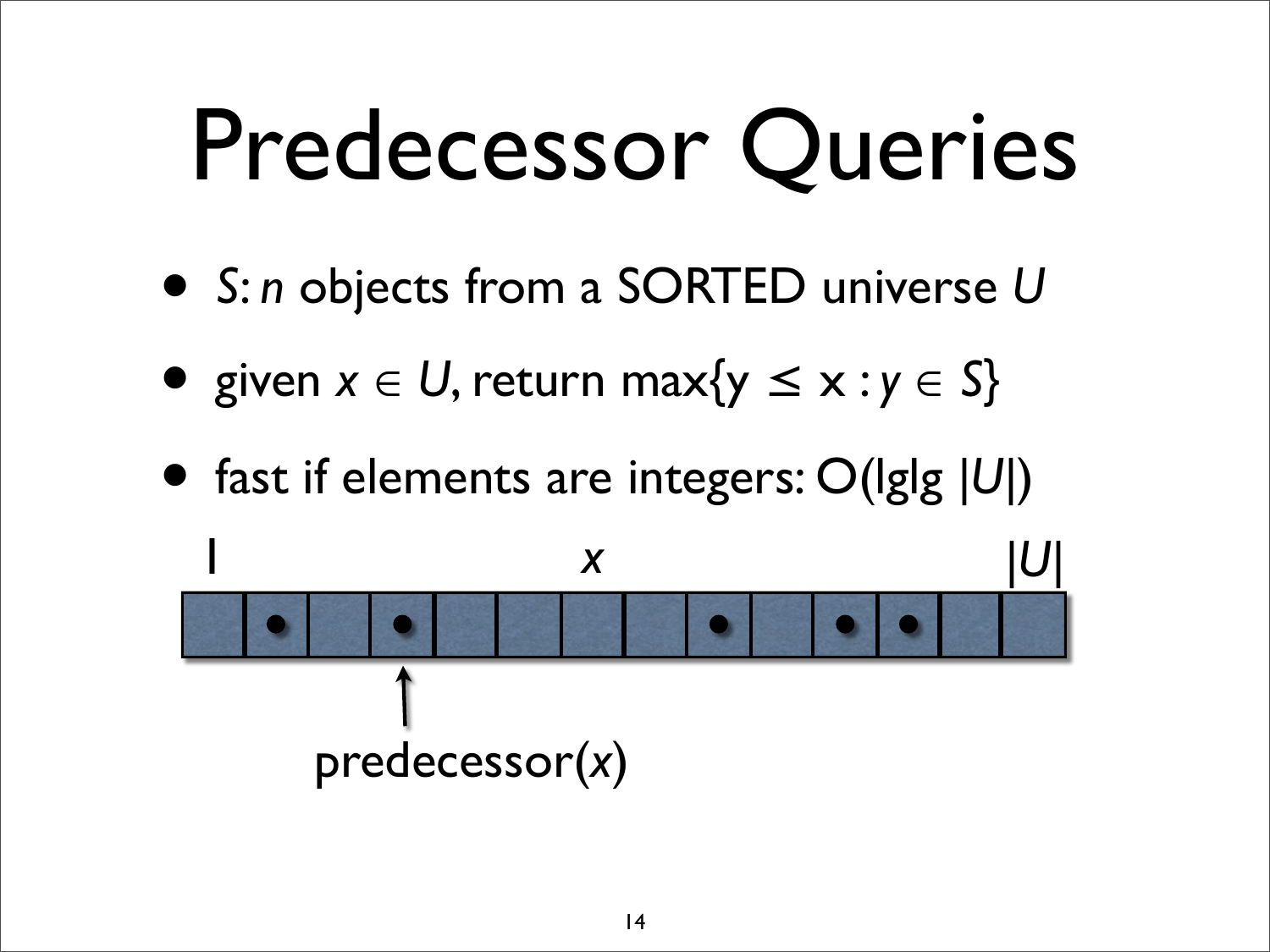# Predecessor Queries

- $S$: $n$ objects from a SORTED universe $U$
- given $x \in U$, return $\max\{y \leq x : y \in S\}$
- fast if elements are integers: $O(\lg\lg |U|)$

1 $x$ $|U|$

predecessor($x$)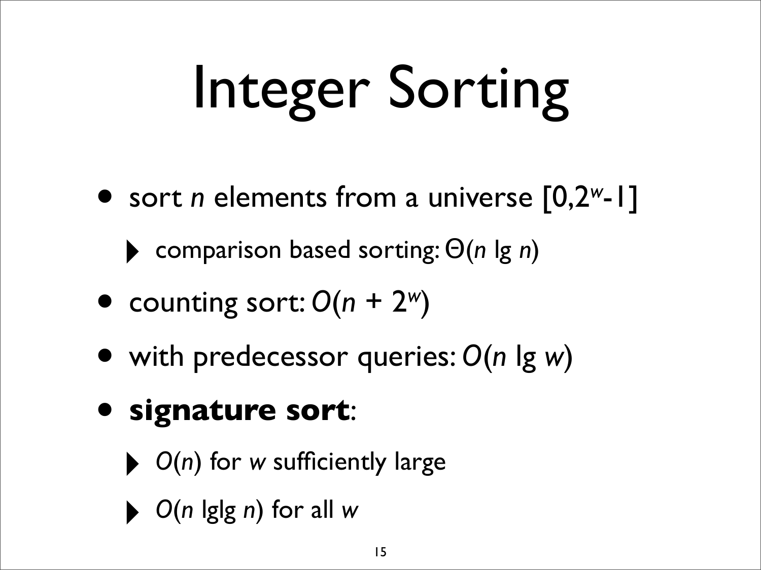# Integer Sorting

- sort $n$ elements from a universe $[0,2^w-1]$
  - comparison based sorting: $\Theta(n \lg n)$
- counting sort: $O(n + 2^w)$
- with predecessor queries: $O(n \lg w)$
- **signature sort**:
  - $O(n)$ for $w$ sufficiently large
  - $O(n \lg\lg n)$ for all $w$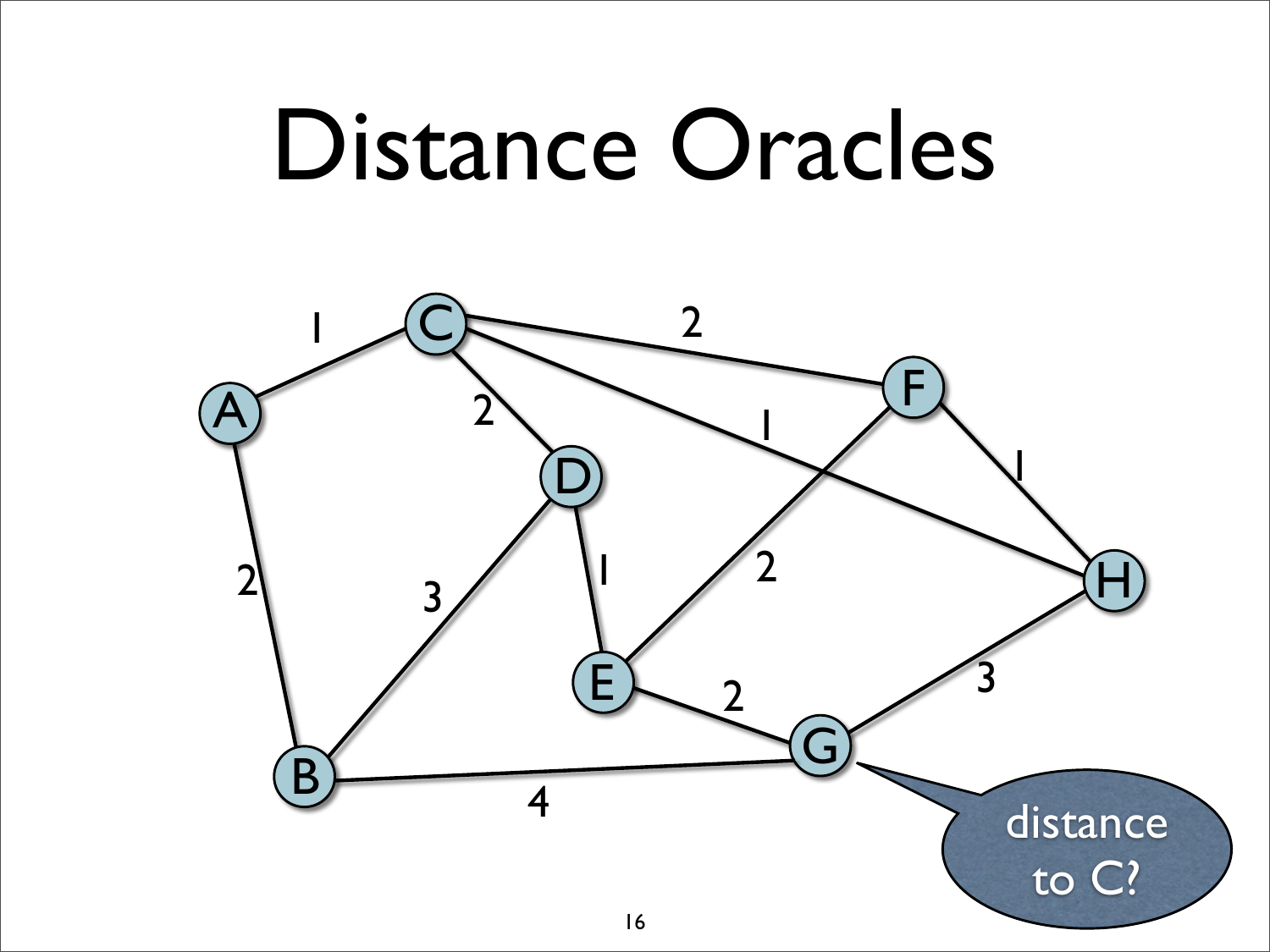# Distance Oracles

distance to C?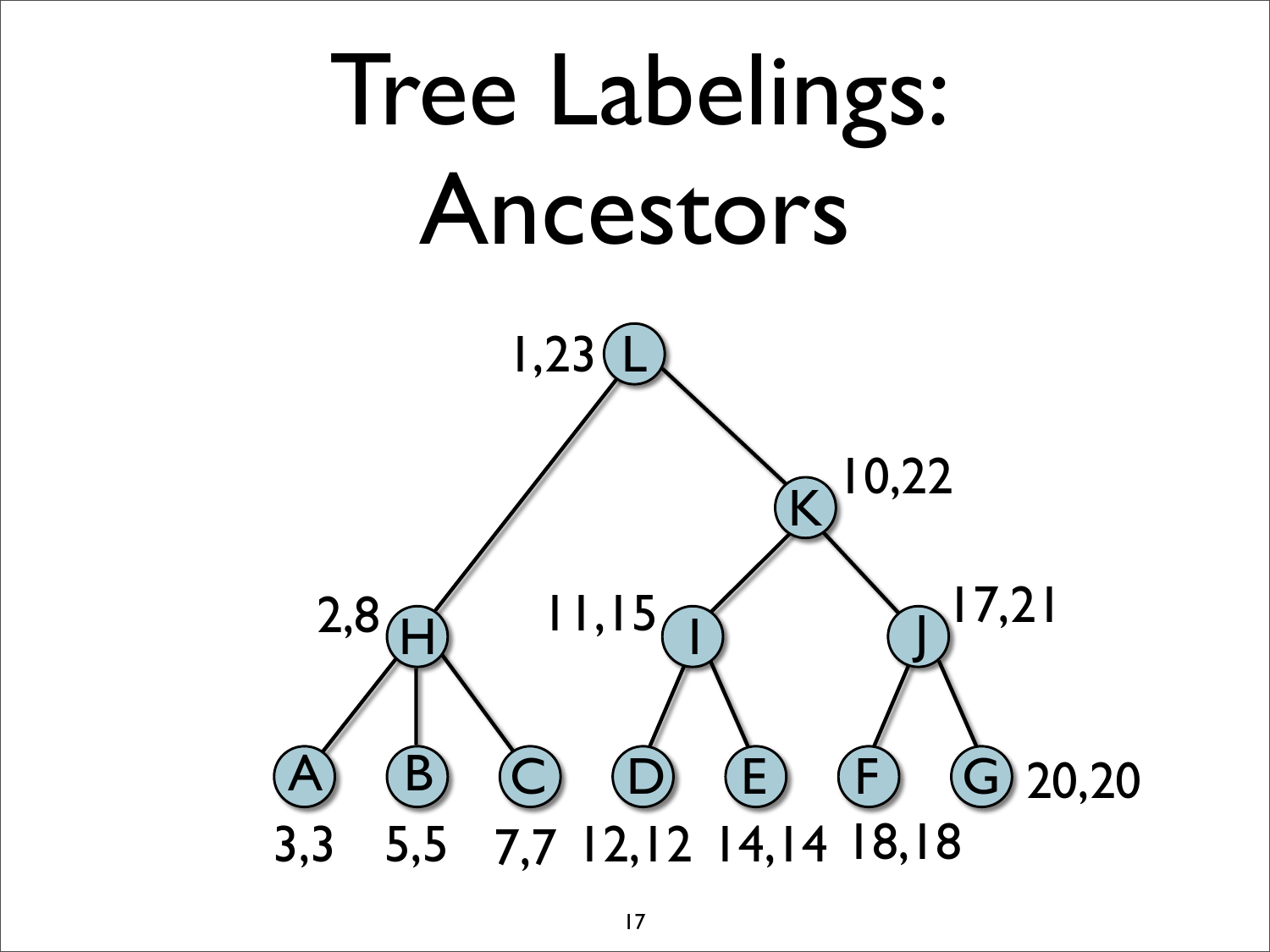# Tree Labelings: Ancestors

L: 1,23
K: 10,22
H: 2,8
I: 11,15
J: 17,21
A: 3,3
B: 5,5
C: 7,7
D: 12,12
E: 14,14
F: 18,18
G: 20,20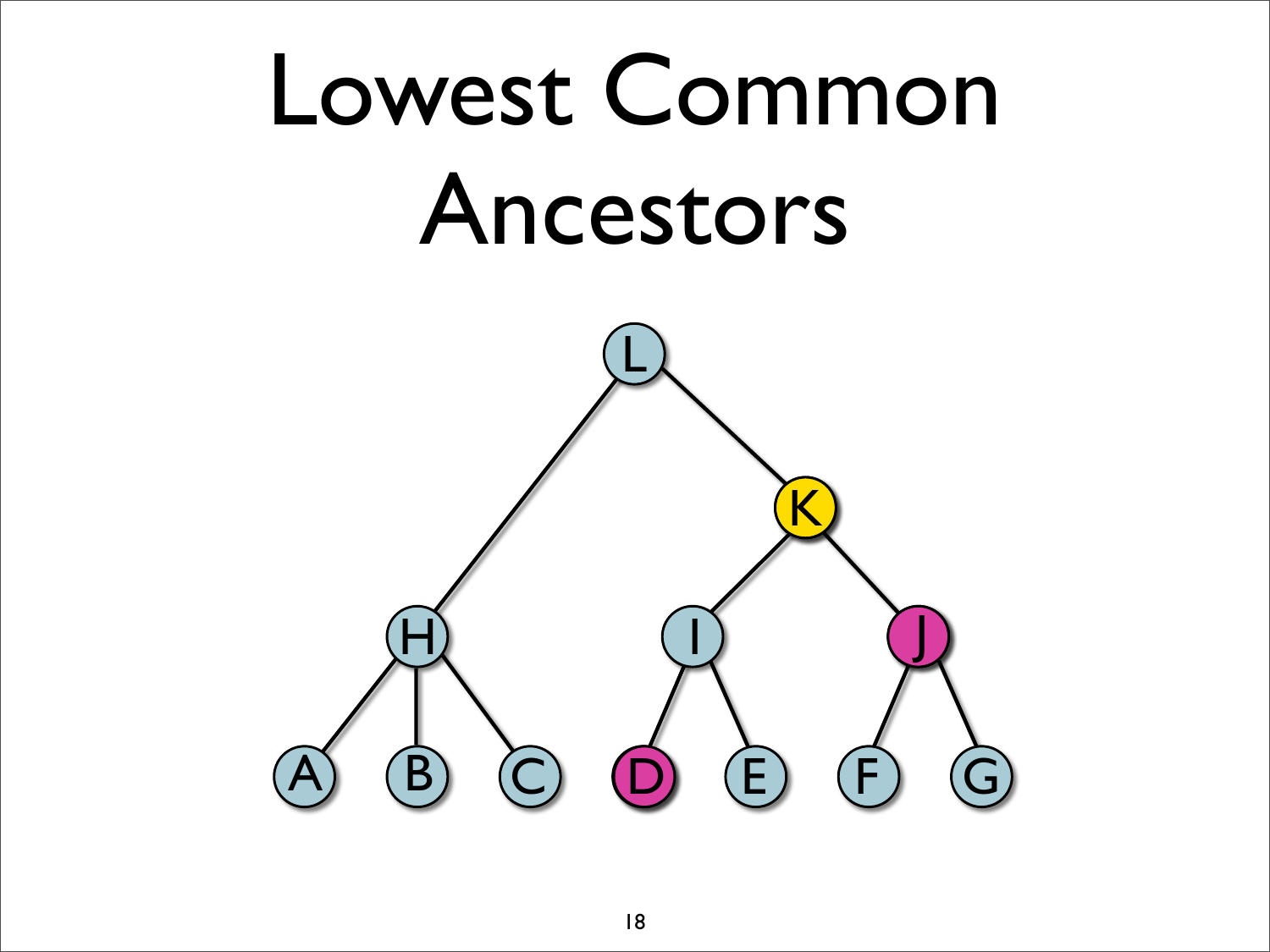# Lowest Common Ancestors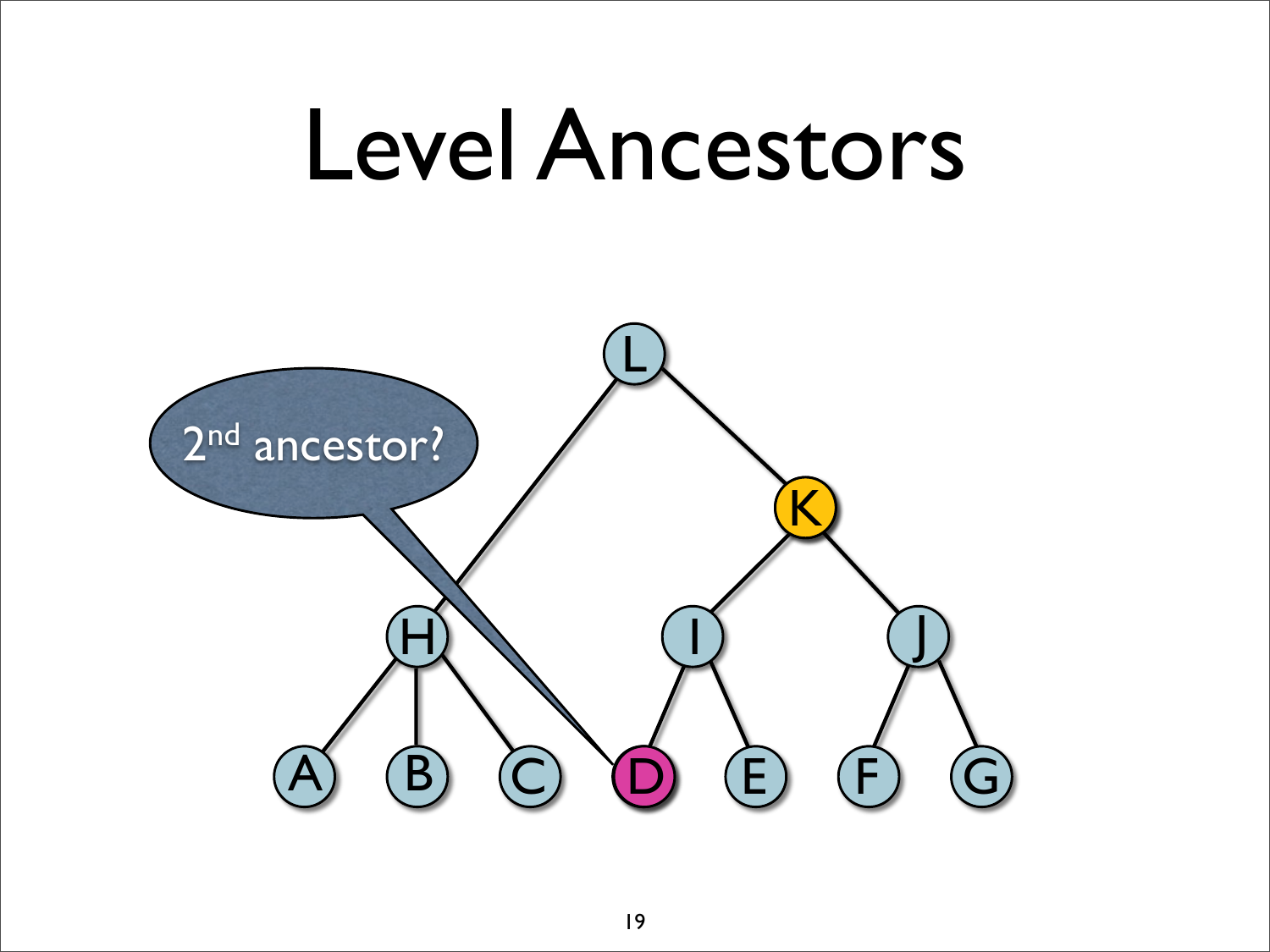# Level Ancestors

2nd ancestor?

L

H I J K

A B C D E F G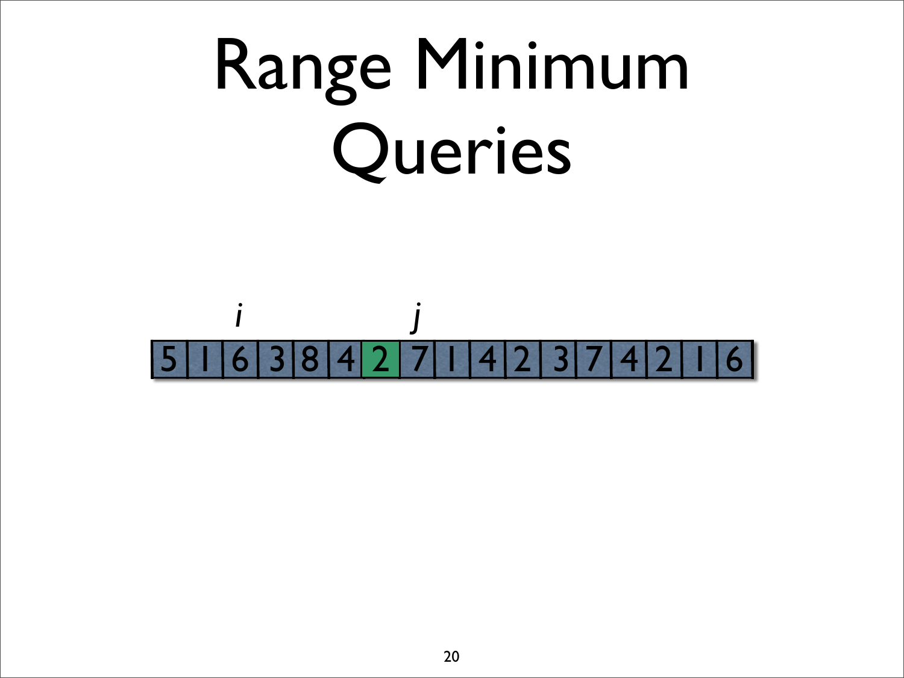# Range Minimum Queries

| | | $i$ | | | | | $j$ | | | | | | | | | |
|---|---|---|---|---|---|---|---|---|---|---|---|---|---|---|---|---|
| 5 | 1 | 6 | 3 | 8 | 4 | 2 | 7 | 1 | 4 | 2 | 3 | 7 | 4 | 2 | 1 | 6 |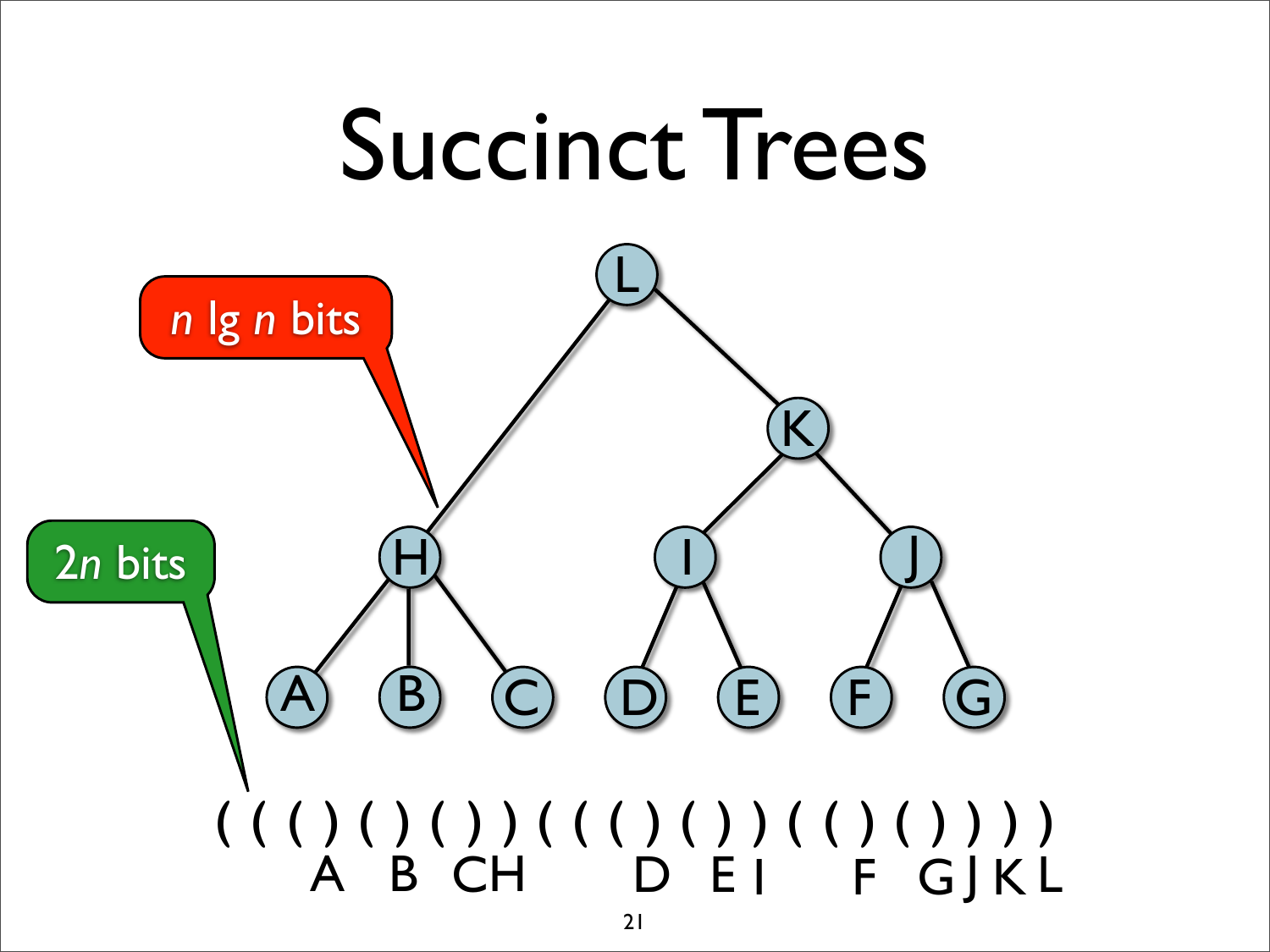# Succinct Trees

*n* lg *n* bits

2*n* bits

( ( ( ) ( ) ( ) ) ( ( ( ) ( ) ) ( ( ) ( ) ) ) )

A B CH D E I F G J K L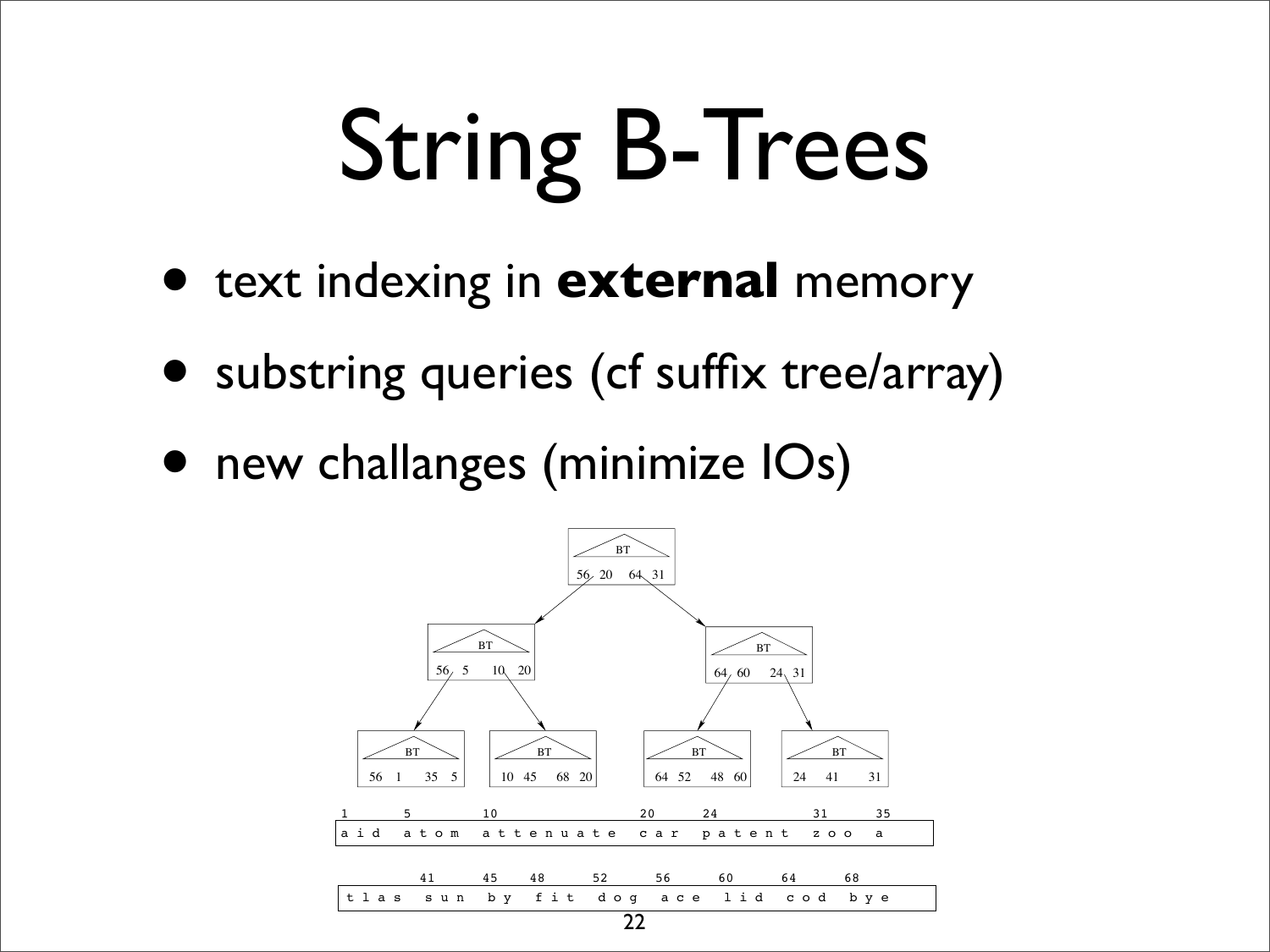# String B-Trees

- text indexing in **external** memory
- substring queries (cf suffix tree/array)
- new challanges (minimize IOs)

```
                         BT
                   56 20    64 31

          BT                              BT
     56  5   10  20                  64 60    24 31

   BT           BT              BT              BT
56 1  35 5   10 45  68 20    64 52  48 60    24  41  31

1     5       10              20     24            31     35
a i d   a t o m   a t t e n u a t e   c a r   p a t e n t   z o o   a

      41     45    48     52     56     60     64     68
t l a s   s u n   b y   f i t   d o g   a c e   l i d   c o d   b y e
```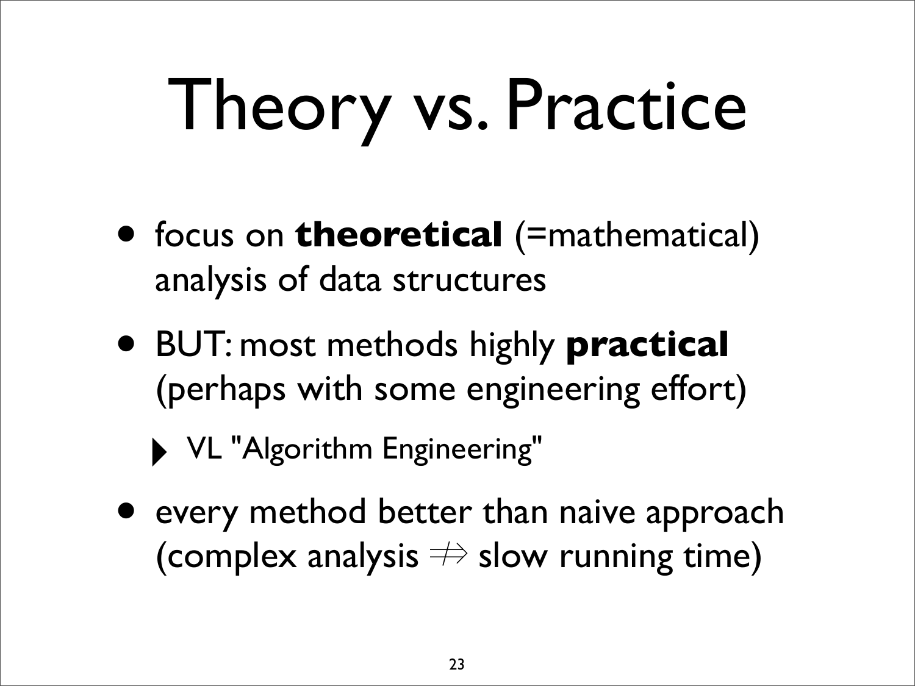# Theory vs. Practice

- focus on **theoretical** (=mathematical) analysis of data structures
- BUT: most methods highly **practical** (perhaps with some engineering effort)
  - VL "Algorithm Engineering"
- every method better than naive approach (complex analysis $\not\Rightarrow$ slow running time)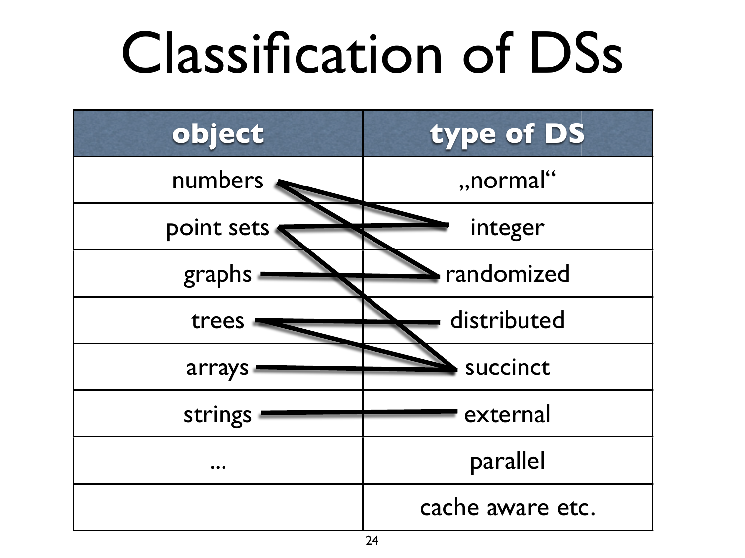# Classification of DSs

| object | type of DS |
|---|---|
| numbers | „normal“ |
| point sets | integer |
| graphs | randomized |
| trees | distributed |
| arrays | succinct |
| strings | external |
| ... | parallel |
| | cache aware etc. |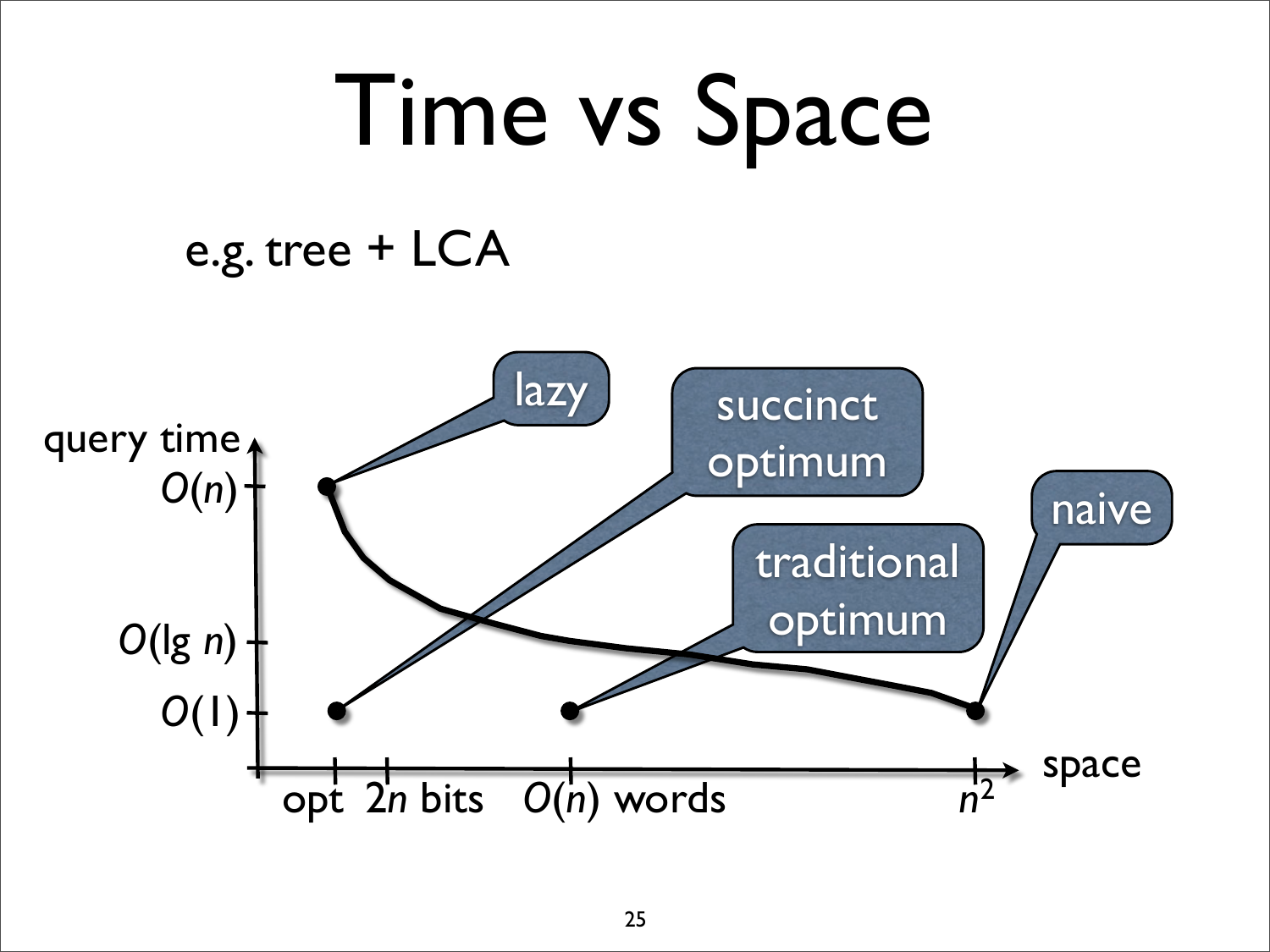# Time vs Space

e.g. tree + LCA

query time

$O(n)$

$O(\lg n)$

$O(1)$

space

opt

$2n$ bits

$O(n)$ words

$n^2$

lazy

succinct optimum

traditional optimum

naive